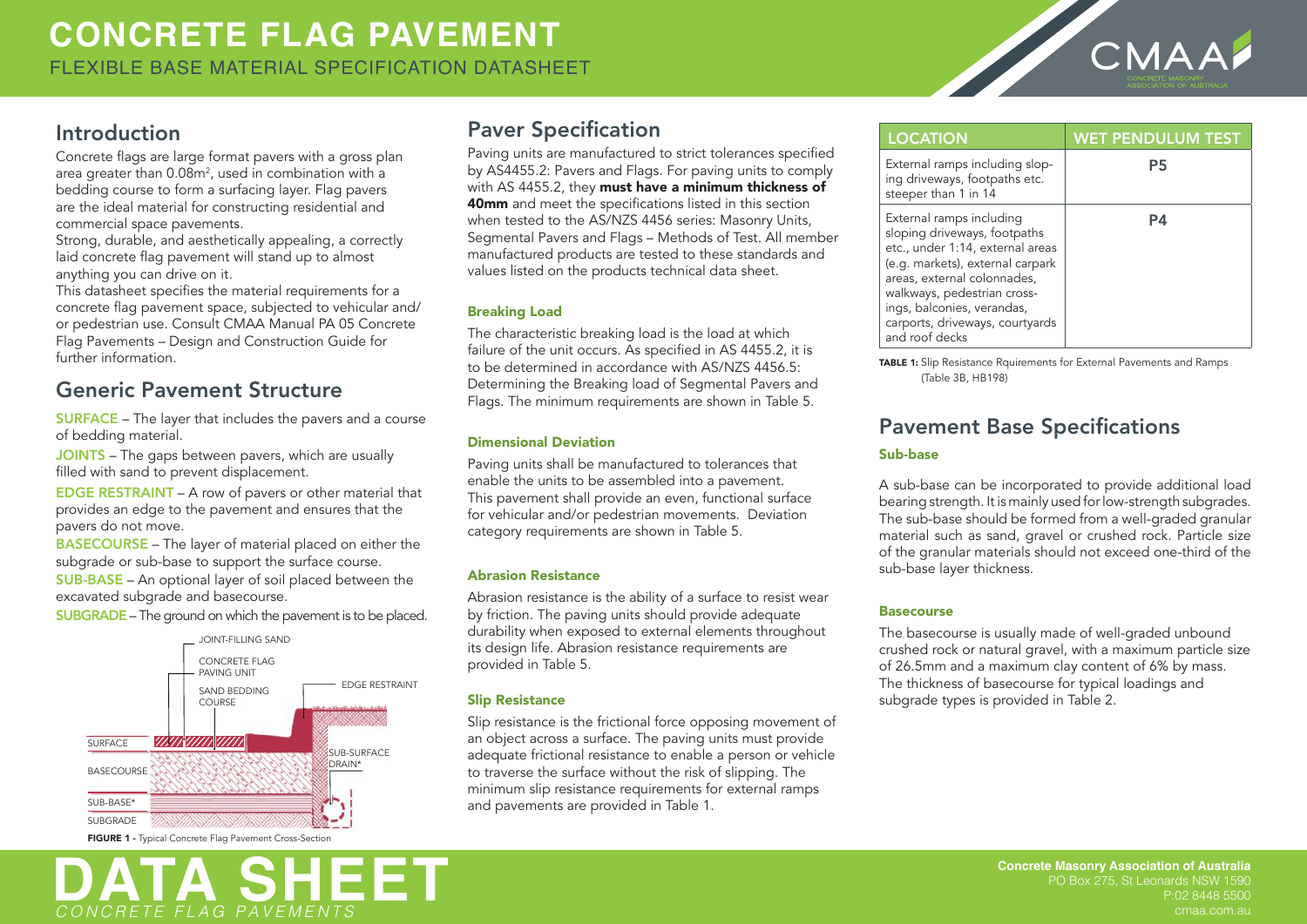# CONCRETE FLAG PAVEMENT

FLEXIBLE BASE MATERIAL SPECIFICATION DATASHEET

## Introduction

Concrete flags are large format pavers with a gross plan area greater than 0.08m$^2$, used in combination with a bedding course to form a surfacing layer. Flag pavers are the ideal material for constructing residential and commercial space pavements.

Strong, durable, and aesthetically appealing, a correctly laid concrete flag pavement will stand up to almost anything you can drive on it.

This datasheet specifies the material requirements for a concrete flag pavement space, subjected to vehicular and/ or pedestrian use. Consult CMAA Manual PA 05 Concrete Flag Pavements – Design and Construction Guide for further information.

## Generic Pavement Structure

**SURFACE** – The layer that includes the pavers and a course of bedding material.

**JOINTS** – The gaps between pavers, which are usually filled with sand to prevent displacement.

**EDGE RESTRAINT** – A row of pavers or other material that provides an edge to the pavement and ensures that the pavers do not move.

**BASECOURSE** – The layer of material placed on either the subgrade or sub-base to support the surface course.

**SUB-BASE** – An optional layer of soil placed between the excavated subgrade and basecourse.

**SUBGRADE** – The ground on which the pavement is to be placed.

JOINT-FILLING SAND
CONCRETE FLAG PAVING UNIT
SAND BEDDING COURSE
EDGE RESTRAINT
SURFACE
SUB-SURFACE DRAIN*
BASECOURSE
SUB-BASE*
SUBGRADE

**FIGURE 1** - Typical Concrete Flag Pavement Cross-Section

## Paver Specification

Paving units are manufactured to strict tolerances specified by AS4455.2: Pavers and Flags. For paving units to comply with AS 4455.2, they **must have a minimum thickness of 40mm** and meet the specifications listed in this section when tested to the AS/NZS 4456 series: Masonry Units, Segmental Pavers and Flags – Methods of Test. All member manufactured products are tested to these standards and values listed on the products technical data sheet.

### Breaking Load

The characteristic breaking load is the load at which failure of the unit occurs. As specified in AS 4455.2, it is to be determined in accordance with AS/NZS 4456.5: Determining the Breaking load of Segmental Pavers and Flags. The minimum requirements are shown in Table 5.

### Dimensional Deviation

Paving units shall be manufactured to tolerances that enable the units to be assembled into a pavement. This pavement shall provide an even, functional surface for vehicular and/or pedestrian movements. Deviation category requirements are shown in Table 5.

### Abrasion Resistance

Abrasion resistance is the ability of a surface to resist wear by friction. The paving units should provide adequate durability when exposed to external elements throughout its design life. Abrasion resistance requirements are provided in Table 5.

### Slip Resistance

Slip resistance is the frictional force opposing movement of an object across a surface. The paving units must provide adequate frictional resistance to enable a person or vehicle to traverse the surface without the risk of slipping. The minimum slip resistance requirements for external ramps and pavements are provided in Table 1.

| LOCATION | WET PENDULUM TEST |
|---|---|
| External ramps including sloping driveways, footpaths etc. steeper than 1 in 14 | P5 |
| External ramps including sloping driveways, footpaths etc., under 1:14, external areas (e.g. markets), external carpark areas, external colonnades, walkways, pedestrian crossings, balconies, verandas, carports, driveways, courtyards and roof decks | P4 |

**TABLE 1:** Slip Resistance Rquirements for External Pavements and Ramps (Table 3B, HB198)

## Pavement Base Specifications

### Sub-base

A sub-base can be incorporated to provide additional load bearing strength. It is mainly used for low-strength subgrades. The sub-base should be formed from a well-graded granular material such as sand, gravel or crushed rock. Particle size of the granular materials should not exceed one-third of the sub-base layer thickness.

### Basecourse

The basecourse is usually made of well-graded unbound crushed rock or natural gravel, with a maximum particle size of 26.5mm and a maximum clay content of 6% by mass. The thickness of basecourse for typical loadings and subgrade types is provided in Table 2.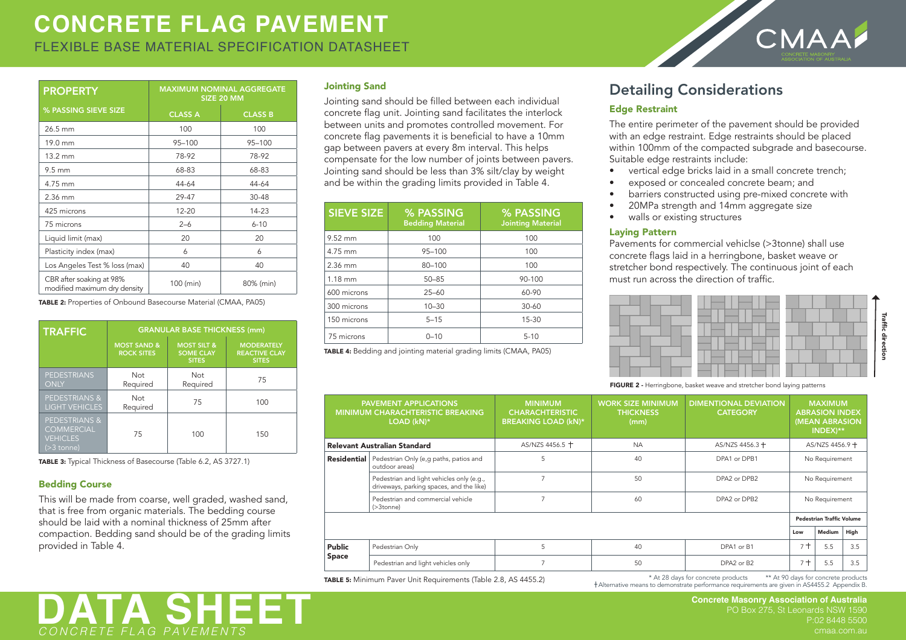# CONCRETE FLAG PAVEMENT

FLEXIBLE BASE MATERIAL SPECIFICATION DATASHEET

| PROPERTY | MAXIMUM NOMINAL AGGREGATE SIZE 20 MM | |
|---|---|---|
| % PASSING SIEVE SIZE | CLASS A | CLASS B |
| 26.5 mm | 100 | 100 |
| 19.0 mm | 95–100 | 95–100 |
| 13.2 mm | 78-92 | 78-92 |
| 9.5 mm | 68-83 | 68-83 |
| 4.75 mm | 44-64 | 44-64 |
| 2.36 mm | 29-47 | 30-48 |
| 425 microns | 12-20 | 14-23 |
| 75 microns | 2–6 | 6-10 |
| Liquid limit (max) | 20 | 20 |
| Plasticity index (max) | 6 | 6 |
| Los Angeles Test % loss (max) | 40 | 40 |
| CBR after soaking at 98% modified maximum dry density | 100 (min) | 80% (min) |

**TABLE 2:** Properties of Onbound Basecourse Material (CMAA, PA05)

| TRAFFIC | GRANULAR BASE THICKNESS (mm) | | |
|---|---|---|---|
| | MOST SAND & ROCK SITES | MOST SILT & SOME CLAY SITES | MODERATELY REACTIVE CLAY SITES |
| PEDESTRIANS ONLY | Not Required | Not Required | 75 |
| PEDESTRIANS & LIGHT VEHICLES | Not Required | 75 | 100 |
| PEDESTRIANS & COMMERCIAL VEHICLES (>3 tonne) | 75 | 100 | 150 |

**TABLE 3:** Typical Thickness of Basecourse (Table 6.2, AS 3727.1)

### Bedding Course

This will be made from coarse, well graded, washed sand, that is free from organic materials. The bedding course should be laid with a nominal thickness of 25mm after compaction. Bedding sand should be of the grading limits provided in Table 4.

### Jointing Sand

Jointing sand should be filled between each individual concrete flag unit. Jointing sand facilitates the interlock between units and promotes controlled movement. For concrete flag pavements it is beneficial to have a 10mm gap between pavers at every 8m interval. This helps compensate for the low number of joints between pavers. Jointing sand should be less than 3% silt/clay by weight and be within the grading limits provided in Table 4.

| SIEVE SIZE | % PASSING Bedding Material | % PASSING Jointing Material |
|---|---|---|
| 9.52 mm | 100 | 100 |
| 4.75 mm | 95–100 | 100 |
| 2.36 mm | 80–100 | 100 |
| 1.18 mm | 50–85 | 90-100 |
| 600 microns | 25–60 | 60-90 |
| 300 microns | 10–30 | 30-60 |
| 150 microns | 5–15 | 15-30 |
| 75 microns | 0–10 | 5-10 |

**TABLE 4:** Bedding and jointing material grading limits (CMAA, PA05)

## Detailing Considerations

### Edge Restraint

The entire perimeter of the pavement should be provided with an edge restraint. Edge restraints should be placed within 100mm of the compacted subgrade and basecourse. Suitable edge restraints include:

- vertical edge bricks laid in a small concrete trench;
- exposed or concealed concrete beam; and
- barriers constructed using pre-mixed concrete with
- 20MPa strength and 14mm aggregate size
- walls or existing structures

### Laying Pattern

Pavements for commercial vehiclse (>3tonne) shall use concrete flags laid in a herringbone, basket weave or stretcher bond respectively. The continuous joint of each must run across the direction of traffic.

Traffic direction

**FIGURE 2 -** Herringbone, basket weave and stretcher bond laying patterns

| PAVEMENT APPLICATIONS MINIMUM CHARACHTERISTIC BREAKING LOAD (kN)* | | MINIMUM CHARACHTERISTIC BREAKING LOAD (kN)* | WORK SIZE MINIMUM THICKNESS (mm) | DIMENTIONAL DEVIATION CATEGORY | MAXIMUM ABRASION INDEX (MEAN ABRASION INDEX)** | | |
|---|---|---|---|---|---|---|---|
| **Relevant Australian Standard** | | AS/NZS 4456.5 † | NA | AS/NZS 4456.3 † | AS/NZS 4456.9 † | | |
| **Residential** | Pedestrian Only (e,g paths, patios and outdoor areas) | 5 | 40 | DPA1 or DPB1 | No Requirement | | |
| | Pedestrian and light vehicles only (e.g., driveways, parking spaces, and the like) | 7 | 50 | DPA2 or DPB2 | No Requirement | | |
| | Pedestrian and commercial vehicle (>3tonne) | 7 | 60 | DPA2 or DPB2 | No Requirement | | |
| | | | | | Pedestrian Traffic Volume | | |
| | | | | | Low | Medium | High |
| **Public Space** | Pedestrian Only | 5 | 40 | DPA1 or B1 | 7 † | 5.5 | 3.5 |
| | Pedestrian and light vehicles only | 7 | 50 | DPA2 or B2 | 7 † | 5.5 | 3.5 |

**TABLE 5:** Minimum Paver Unit Requirements (Table 2.8, AS 4455.2)

\* At 28 days for concrete products ** At 90 days for concrete products
† Alternative means to demonstrate performance requirements are given in AS4455.2 Appendix B.

# DATA SHEET

*CONCRETE FLAG PAVEMENTS*

**Concrete Masonry Association of Australia**
PO Box 275, St Leonards NSW 1590
P:02 8448 5500
cmaa.com.au